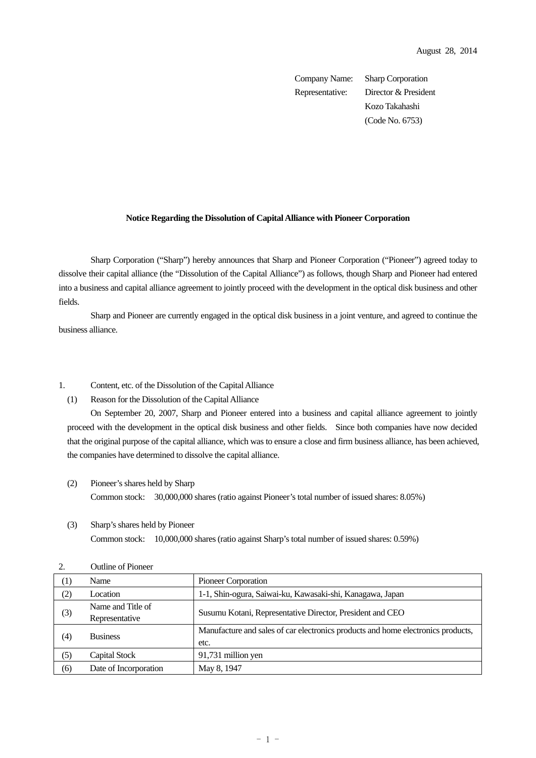August 28, 2014

Company Name: Sharp Corporation
Representative: Director & President
Kozo Takahashi
(Code No. 6753)

**Notice Regarding the Dissolution of Capital Alliance with Pioneer Corporation**

Sharp Corporation ("Sharp") hereby announces that Sharp and Pioneer Corporation ("Pioneer") agreed today to dissolve their capital alliance (the "Dissolution of the Capital Alliance") as follows, though Sharp and Pioneer had entered into a business and capital alliance agreement to jointly proceed with the development in the optical disk business and other fields.

Sharp and Pioneer are currently engaged in the optical disk business in a joint venture, and agreed to continue the business alliance.

1. Content, etc. of the Dissolution of the Capital Alliance

(1) Reason for the Dissolution of the Capital Alliance

On September 20, 2007, Sharp and Pioneer entered into a business and capital alliance agreement to jointly proceed with the development in the optical disk business and other fields. Since both companies have now decided that the original purpose of the capital alliance, which was to ensure a close and firm business alliance, has been achieved, the companies have determined to dissolve the capital alliance.

(2) Pioneer's shares held by Sharp

Common stock: 30,000,000 shares (ratio against Pioneer's total number of issued shares: 8.05%)

(3) Sharp's shares held by Pioneer

Common stock: 10,000,000 shares (ratio against Sharp's total number of issued shares: 0.59%)

2. Outline of Pioneer

| | | |
|---|---|---|
| (1) | Name | Pioneer Corporation |
| (2) | Location | 1-1, Shin-ogura, Saiwai-ku, Kawasaki-shi, Kanagawa, Japan |
| (3) | Name and Title of Representative | Susumu Kotani, Representative Director, President and CEO |
| (4) | Business | Manufacture and sales of car electronics products and home electronics products, etc. |
| (5) | Capital Stock | 91,731 million yen |
| (6) | Date of Incorporation | May 8, 1947 |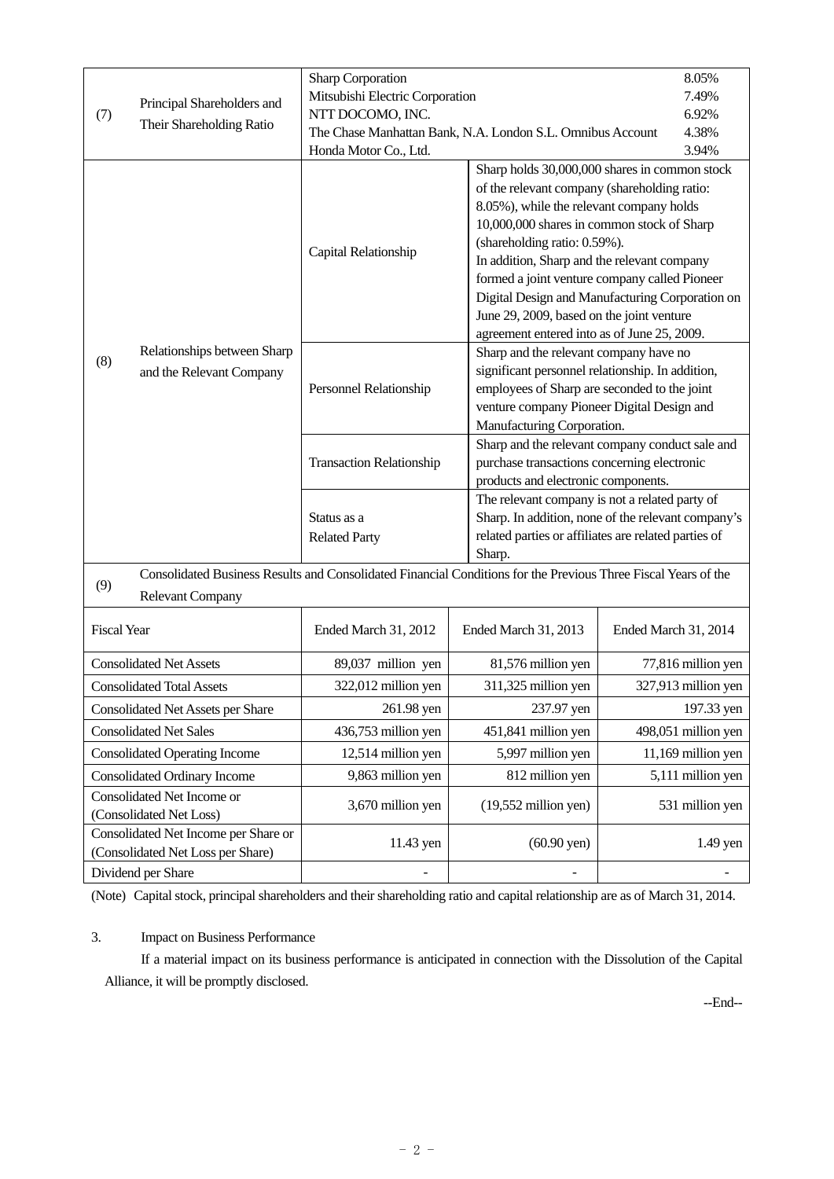| | | | |
|---|---|---|---|
| (7) | Principal Shareholders and Their Shareholding Ratio | Sharp Corporation 8.05%<br>Mitsubishi Electric Corporation 7.49%<br>NTT DOCOMO, INC. 6.92%<br>The Chase Manhattan Bank, N.A. London S.L. Omnibus Account 4.38%<br>Honda Motor Co., Ltd. 3.94% | |
| (8) | Relationships between Sharp and the Relevant Company | Capital Relationship | Sharp holds 30,000,000 shares in common stock of the relevant company (shareholding ratio: 8.05%), while the relevant company holds 10,000,000 shares in common stock of Sharp (shareholding ratio: 0.59%).<br>In addition, Sharp and the relevant company formed a joint venture company called Pioneer Digital Design and Manufacturing Corporation on June 29, 2009, based on the joint venture agreement entered into as of June 25, 2009. |
| | | Personnel Relationship | Sharp and the relevant company have no significant personnel relationship. In addition, employees of Sharp are seconded to the joint venture company Pioneer Digital Design and Manufacturing Corporation. |
| | | Transaction Relationship | Sharp and the relevant company conduct sale and purchase transactions concerning electronic products and electronic components. |
| | | Status as a Related Party | The relevant company is not a related party of Sharp. In addition, none of the relevant company's related parties or affiliates are related parties of Sharp. |

(9) Consolidated Business Results and Consolidated Financial Conditions for the Previous Three Fiscal Years of the Relevant Company

| Fiscal Year | Ended March 31, 2012 | Ended March 31, 2013 | Ended March 31, 2014 |
|---|---|---|---|
| Consolidated Net Assets | 89,037 million yen | 81,576 million yen | 77,816 million yen |
| Consolidated Total Assets | 322,012 million yen | 311,325 million yen | 327,913 million yen |
| Consolidated Net Assets per Share | 261.98 yen | 237.97 yen | 197.33 yen |
| Consolidated Net Sales | 436,753 million yen | 451,841 million yen | 498,051 million yen |
| Consolidated Operating Income | 12,514 million yen | 5,997 million yen | 11,169 million yen |
| Consolidated Ordinary Income | 9,863 million yen | 812 million yen | 5,111 million yen |
| Consolidated Net Income or (Consolidated Net Loss) | 3,670 million yen | (19,552 million yen) | 531 million yen |
| Consolidated Net Income per Share or (Consolidated Net Loss per Share) | 11.43 yen | (60.90 yen) | 1.49 yen |
| Dividend per Share | - | - | - |

(Note) Capital stock, principal shareholders and their shareholding ratio and capital relationship are as of March 31, 2014.

3. Impact on Business Performance

If a material impact on its business performance is anticipated in connection with the Dissolution of the Capital Alliance, it will be promptly disclosed.

--End--